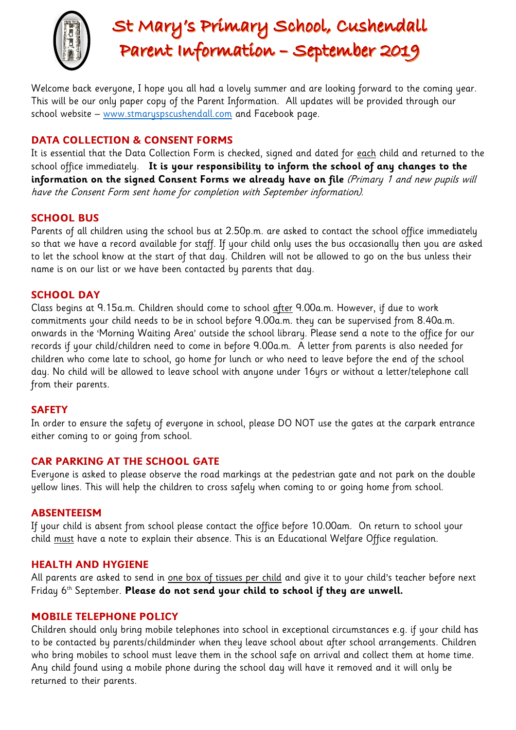# St Mary's Primary School, Cushendall
# Parent Information – September 2019

Welcome back everyone, I hope you all had a lovely summer and are looking forward to the coming year. This will be our only paper copy of the Parent Information. All updates will be provided through our school website – www.stmaryspscushendall.com and Facebook page.

## DATA COLLECTION & CONSENT FORMS

It is essential that the Data Collection Form is checked, signed and dated for each child and returned to the school office immediately. **It is your responsibility to inform the school of any changes to the information on the signed Consent Forms we already have on file** *(Primary 1 and new pupils will have the Consent Form sent home for completion with September information).*

## SCHOOL BUS

Parents of all children using the school bus at 2.50p.m. are asked to contact the school office immediately so that we have a record available for staff. If your child only uses the bus occasionally then you are asked to let the school know at the start of that day. Children will not be allowed to go on the bus unless their name is on our list or we have been contacted by parents that day.

## SCHOOL DAY

Class begins at 9.15a.m. Children should come to school after 9.00a.m. However, if due to work commitments your child needs to be in school before 9.00a.m. they can be supervised from 8.40a.m. onwards in the 'Morning Waiting Area' outside the school library. Please send a note to the office for our records if your child/children need to come in before 9.00a.m. A letter from parents is also needed for children who come late to school, go home for lunch or who need to leave before the end of the school day. No child will be allowed to leave school with anyone under 16yrs or without a letter/telephone call from their parents.

## SAFETY

In order to ensure the safety of everyone in school, please DO NOT use the gates at the carpark entrance either coming to or going from school.

## CAR PARKING AT THE SCHOOL GATE

Everyone is asked to please observe the road markings at the pedestrian gate and not park on the double yellow lines. This will help the children to cross safely when coming to or going home from school.

## ABSENTEEISM

If your child is absent from school please contact the office before 10.00am. On return to school your child must have a note to explain their absence. This is an Educational Welfare Office regulation.

## HEALTH AND HYGIENE

All parents are asked to send in one box of tissues per child and give it to your child's teacher before next Friday 6th September. **Please do not send your child to school if they are unwell.**

## MOBILE TELEPHONE POLICY

Children should only bring mobile telephones into school in exceptional circumstances e.g. if your child has to be contacted by parents/childminder when they leave school about after school arrangements. Children who bring mobiles to school must leave them in the school safe on arrival and collect them at home time. Any child found using a mobile phone during the school day will have it removed and it will only be returned to their parents.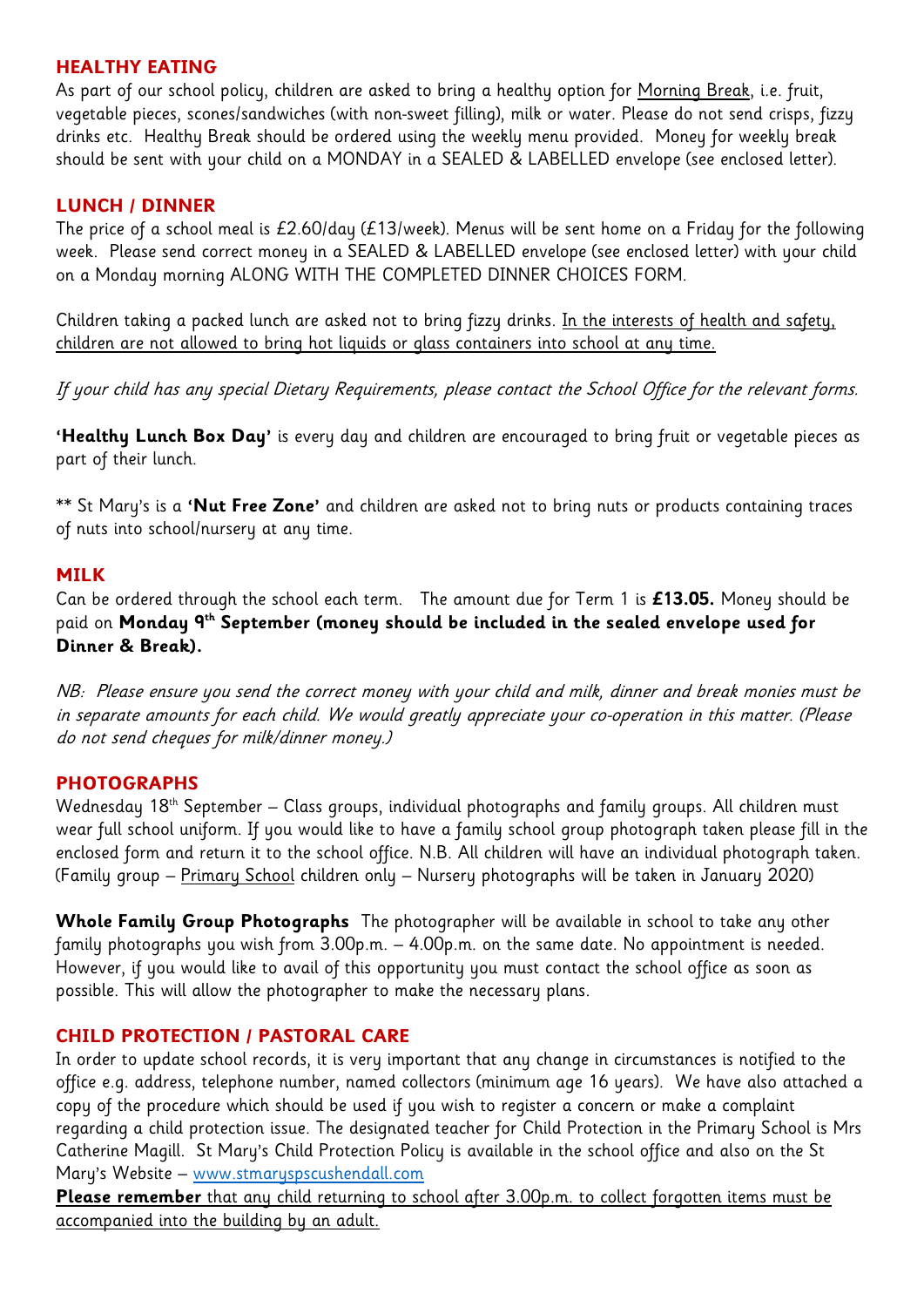## HEALTHY EATING

As part of our school policy, children are asked to bring a healthy option for Morning Break, i.e. fruit, vegetable pieces, scones/sandwiches (with non-sweet filling), milk or water. Please do not send crisps, fizzy drinks etc. Healthy Break should be ordered using the weekly menu provided. Money for weekly break should be sent with your child on a MONDAY in a SEALED & LABELLED envelope (see enclosed letter).

## LUNCH / DINNER

The price of a school meal is £2.60/day (£13/week). Menus will be sent home on a Friday for the following week. Please send correct money in a SEALED & LABELLED envelope (see enclosed letter) with your child on a Monday morning ALONG WITH THE COMPLETED DINNER CHOICES FORM.

Children taking a packed lunch are asked not to bring fizzy drinks. In the interests of health and safety, children are not allowed to bring hot liquids or glass containers into school at any time.

*If your child has any special Dietary Requirements, please contact the School Office for the relevant forms.*

**'Healthy Lunch Box Day'** is every day and children are encouraged to bring fruit or vegetable pieces as part of their lunch.

** St Mary's is a **'Nut Free Zone'** and children are asked not to bring nuts or products containing traces of nuts into school/nursery at any time.

## MILK

Can be ordered through the school each term. The amount due for Term 1 is **£13.05.** Money should be paid on **Monday 9th September (money should be included in the sealed envelope used for Dinner & Break).**

*NB: Please ensure you send the correct money with your child and milk, dinner and break monies must be in separate amounts for each child. We would greatly appreciate your co-operation in this matter. (Please do not send cheques for milk/dinner money.)*

## PHOTOGRAPHS

Wednesday 18th September – Class groups, individual photographs and family groups. All children must wear full school uniform. If you would like to have a family school group photograph taken please fill in the enclosed form and return it to the school office. N.B. All children will have an individual photograph taken. (Family group – Primary School children only – Nursery photographs will be taken in January 2020)

**Whole Family Group Photographs** The photographer will be available in school to take any other family photographs you wish from 3.00p.m. – 4.00p.m. on the same date. No appointment is needed. However, if you would like to avail of this opportunity you must contact the school office as soon as possible. This will allow the photographer to make the necessary plans.

## CHILD PROTECTION / PASTORAL CARE

In order to update school records, it is very important that any change in circumstances is notified to the office e.g. address, telephone number, named collectors (minimum age 16 years). We have also attached a copy of the procedure which should be used if you wish to register a concern or make a complaint regarding a child protection issue. The designated teacher for Child Protection in the Primary School is Mrs Catherine Magill. St Mary's Child Protection Policy is available in the school office and also on the St Mary's Website – www.stmaryspscushendall.com

**Please remember** that any child returning to school after 3.00p.m. to collect forgotten items must be accompanied into the building by an adult.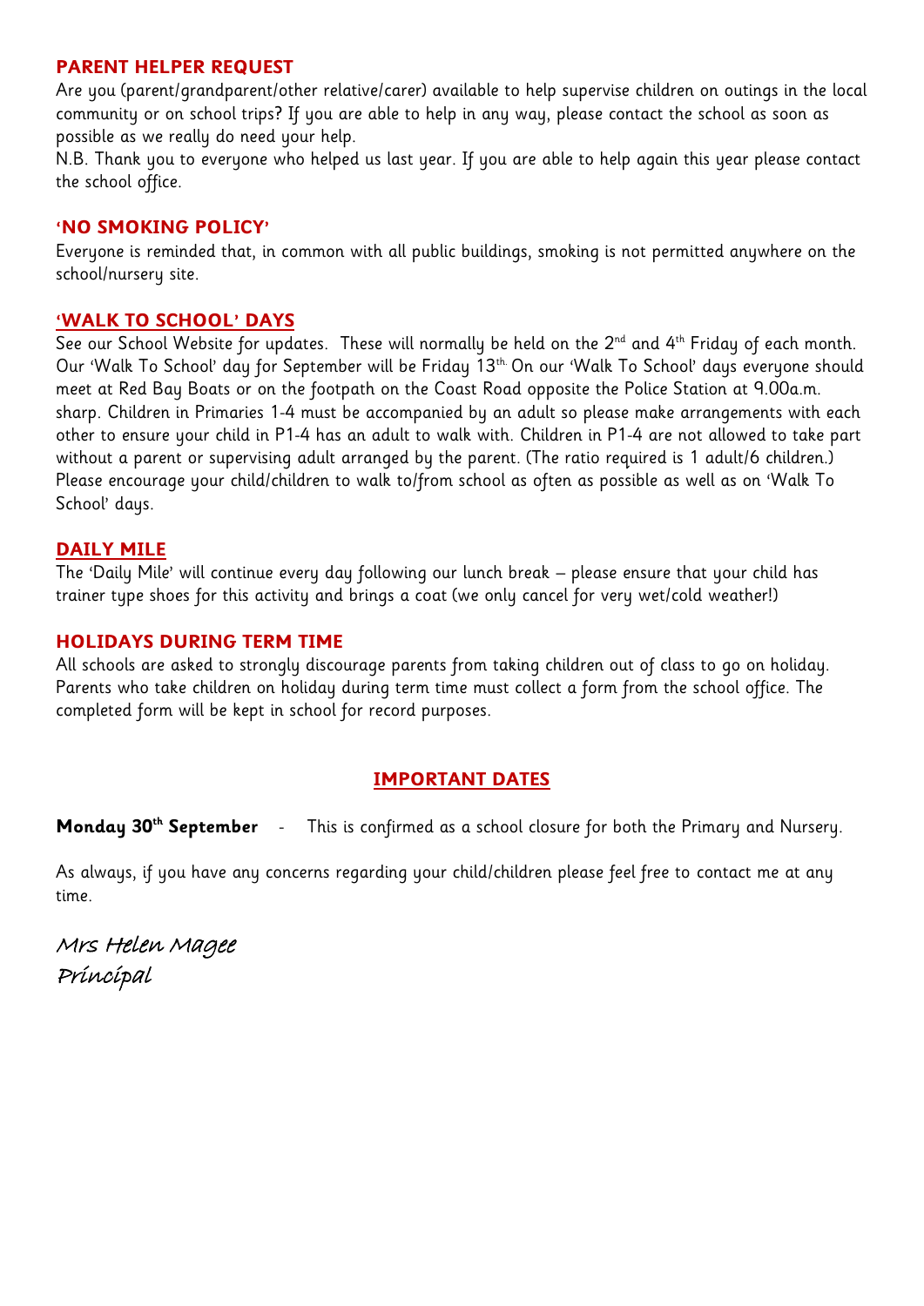## PARENT HELPER REQUEST

Are you (parent/grandparent/other relative/carer) available to help supervise children on outings in the local community or on school trips? If you are able to help in any way, please contact the school as soon as possible as we really do need your help.

N.B. Thank you to everyone who helped us last year. If you are able to help again this year please contact the school office.

## 'NO SMOKING POLICY'

Everyone is reminded that, in common with all public buildings, smoking is not permitted anywhere on the school/nursery site.

## 'WALK TO SCHOOL' DAYS

See our School Website for updates. These will normally be held on the 2nd and 4th Friday of each month. Our 'Walk To School' day for September will be Friday 13th. On our 'Walk To School' days everyone should meet at Red Bay Boats or on the footpath on the Coast Road opposite the Police Station at 9.00a.m. sharp. Children in Primaries 1-4 must be accompanied by an adult so please make arrangements with each other to ensure your child in P1-4 has an adult to walk with. Children in P1-4 are not allowed to take part without a parent or supervising adult arranged by the parent. (The ratio required is 1 adult/6 children.) Please encourage your child/children to walk to/from school as often as possible as well as on 'Walk To School' days.

## DAILY MILE

The 'Daily Mile' will continue every day following our lunch break – please ensure that your child has trainer type shoes for this activity and brings a coat (we only cancel for very wet/cold weather!)

## HOLIDAYS DURING TERM TIME

All schools are asked to strongly discourage parents from taking children out of class to go on holiday. Parents who take children on holiday during term time must collect a form from the school office. The completed form will be kept in school for record purposes.

## IMPORTANT DATES

**Monday 30th September** - This is confirmed as a school closure for both the Primary and Nursery.

As always, if you have any concerns regarding your child/children please feel free to contact me at any time.

*Mrs Helen Magee*
*Principal*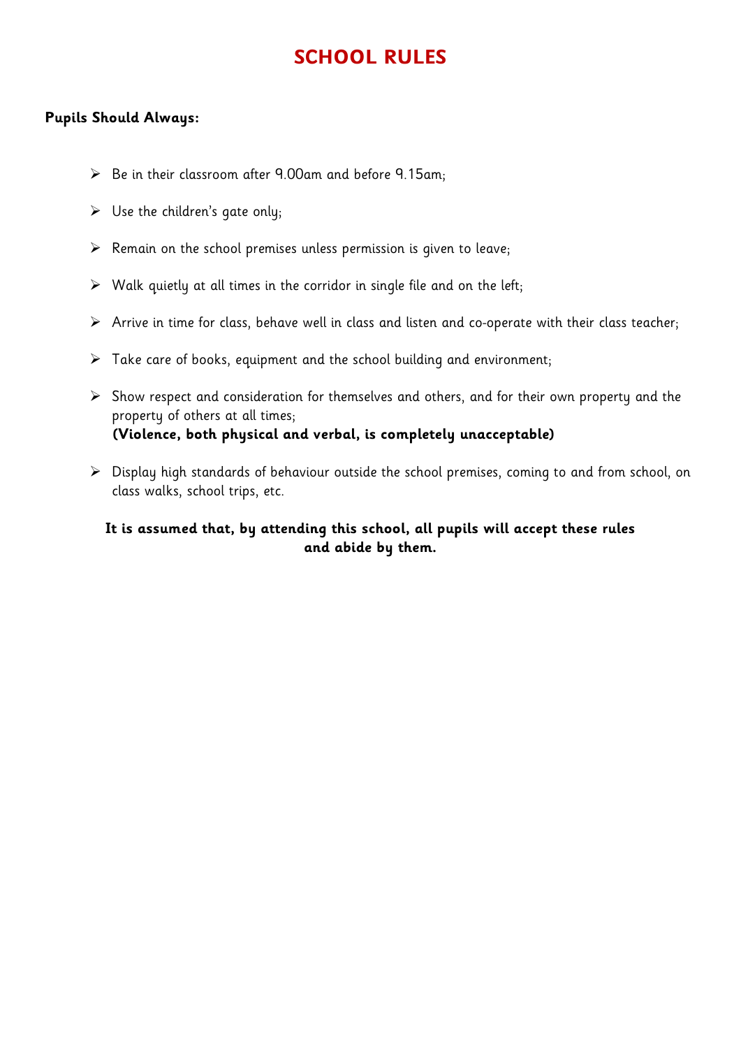# SCHOOL RULES

**Pupils Should Always:**

- Be in their classroom after 9.00am and before 9.15am;
- Use the children's gate only;
- Remain on the school premises unless permission is given to leave;
- Walk quietly at all times in the corridor in single file and on the left;
- Arrive in time for class, behave well in class and listen and co-operate with their class teacher;
- Take care of books, equipment and the school building and environment;
- Show respect and consideration for themselves and others, and for their own property and the property of others at all times;
  **(Violence, both physical and verbal, is completely unacceptable)**
- Display high standards of behaviour outside the school premises, coming to and from school, on class walks, school trips, etc.

**It is assumed that, by attending this school, all pupils will accept these rules and abide by them.**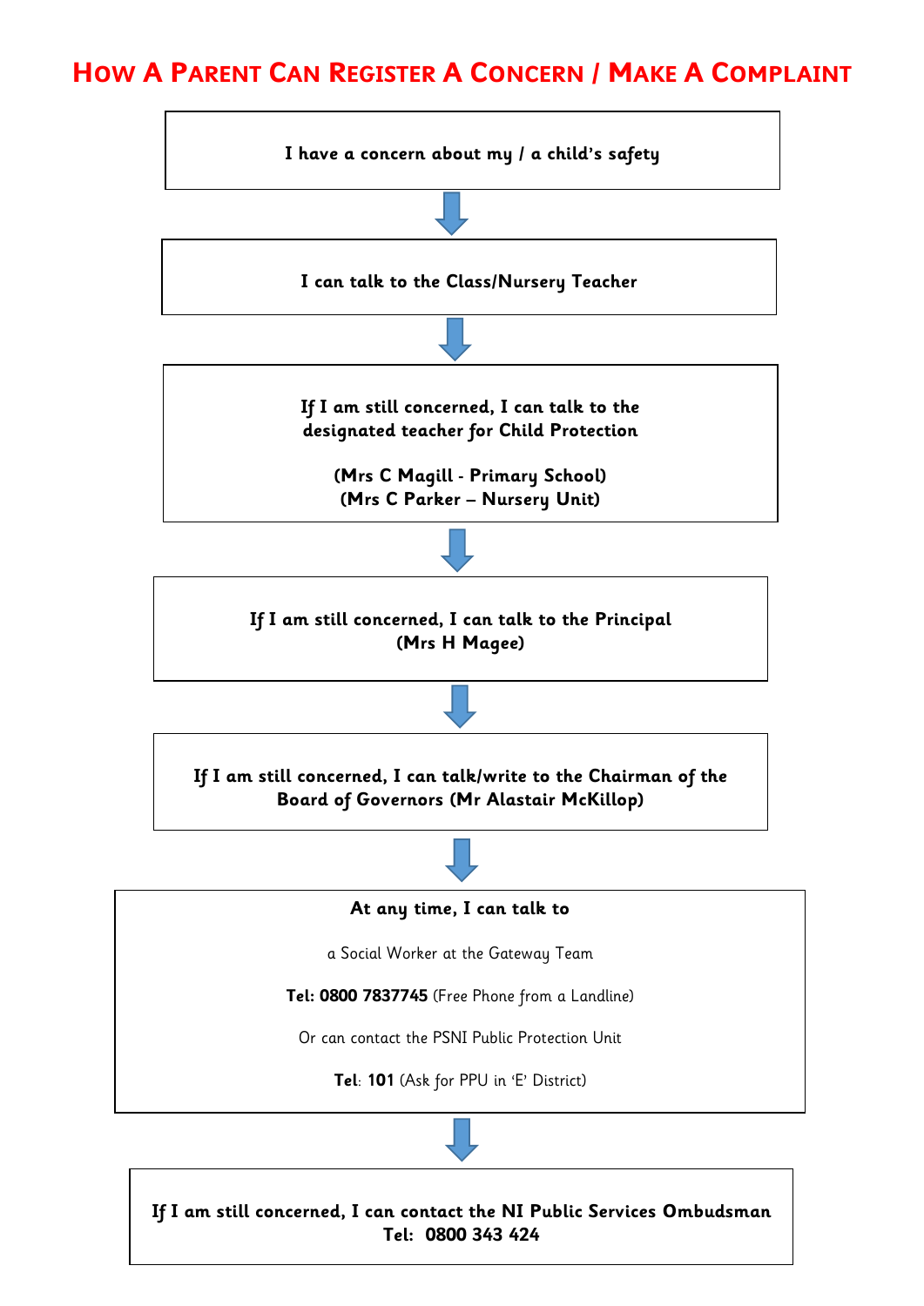# How A Parent Can Register A Concern / Make A Complaint

**I have a concern about my / a child's safety**

↓

**I can talk to the Class/Nursery Teacher**

↓

**If I am still concerned, I can talk to the designated teacher for Child Protection**

**(Mrs C Magill - Primary School)**
**(Mrs C Parker – Nursery Unit)**

↓

**If I am still concerned, I can talk to the Principal (Mrs H Magee)**

↓

**If I am still concerned, I can talk/write to the Chairman of the Board of Governors (Mr Alastair McKillop)**

↓

**At any time, I can talk to**

a Social Worker at the Gateway Team

**Tel: 0800 7837745** (Free Phone from a Landline)

Or can contact the PSNI Public Protection Unit

**Tel**: **101** (Ask for PPU in 'E' District)

↓

**If I am still concerned, I can contact the NI Public Services Ombudsman Tel: 0800 343 424**